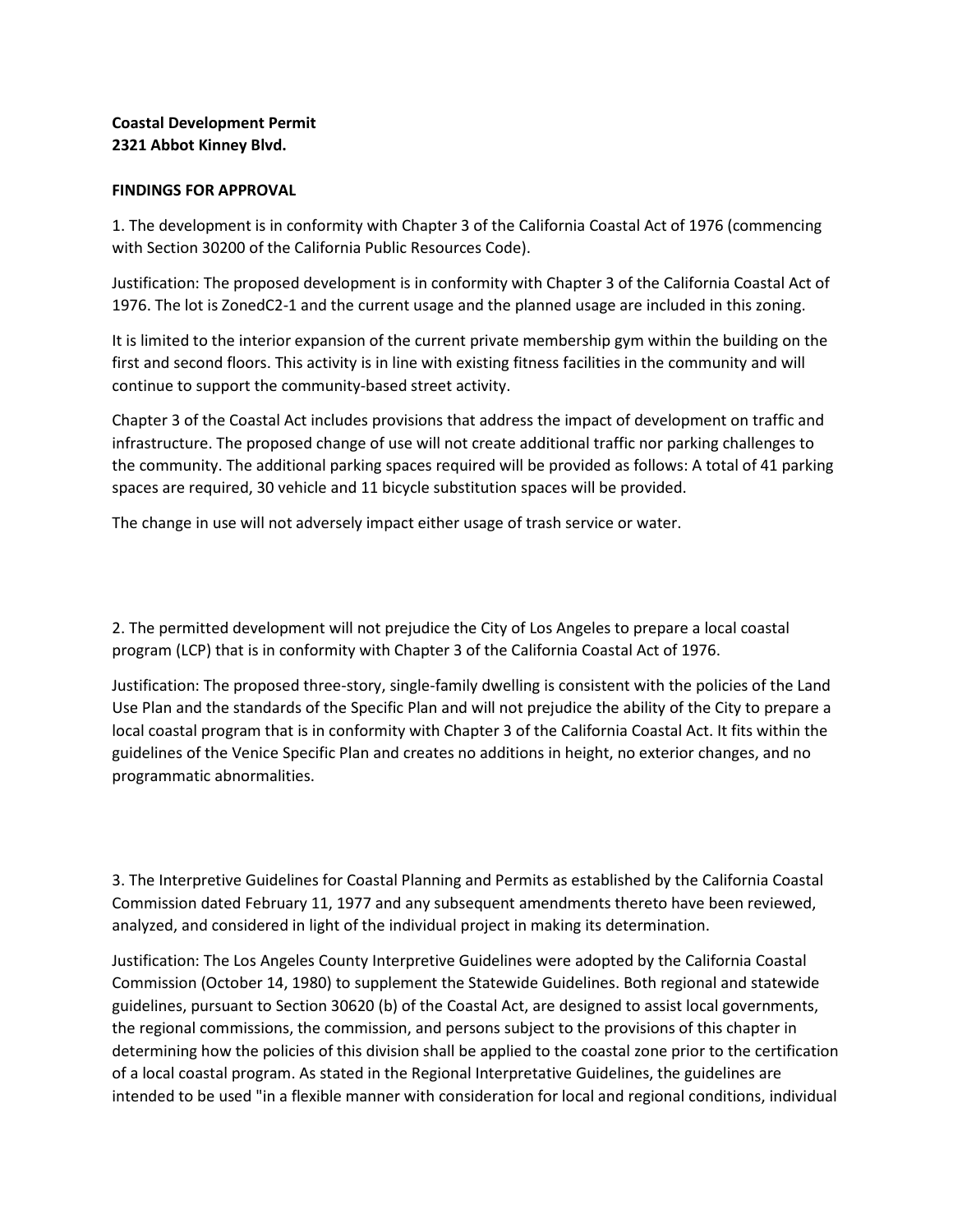**Coastal Development Permit**
**2321 Abbot Kinney Blvd.**

**FINDINGS FOR APPROVAL**

1. The development is in conformity with Chapter 3 of the California Coastal Act of 1976 (commencing with Section 30200 of the California Public Resources Code).

Justification: The proposed development is in conformity with Chapter 3 of the California Coastal Act of 1976. The lot is ZonedC2-1 and the current usage and the planned usage are included in this zoning.

It is limited to the interior expansion of the current private membership gym within the building on the first and second floors. This activity is in line with existing fitness facilities in the community and will continue to support the community-based street activity.

Chapter 3 of the Coastal Act includes provisions that address the impact of development on traffic and infrastructure. The proposed change of use will not create additional traffic nor parking challenges to the community. The additional parking spaces required will be provided as follows: A total of 41 parking spaces are required, 30 vehicle and 11 bicycle substitution spaces will be provided.

The change in use will not adversely impact either usage of trash service or water.

2. The permitted development will not prejudice the City of Los Angeles to prepare a local coastal program (LCP) that is in conformity with Chapter 3 of the California Coastal Act of 1976.

Justification: The proposed three-story, single-family dwelling is consistent with the policies of the Land Use Plan and the standards of the Specific Plan and will not prejudice the ability of the City to prepare a local coastal program that is in conformity with Chapter 3 of the California Coastal Act. It fits within the guidelines of the Venice Specific Plan and creates no additions in height, no exterior changes, and no programmatic abnormalities.

3. The Interpretive Guidelines for Coastal Planning and Permits as established by the California Coastal Commission dated February 11, 1977 and any subsequent amendments thereto have been reviewed, analyzed, and considered in light of the individual project in making its determination.

Justification: The Los Angeles County Interpretive Guidelines were adopted by the California Coastal Commission (October 14, 1980) to supplement the Statewide Guidelines. Both regional and statewide guidelines, pursuant to Section 30620 (b) of the Coastal Act, are designed to assist local governments, the regional commissions, the commission, and persons subject to the provisions of this chapter in determining how the policies of this division shall be applied to the coastal zone prior to the certification of a local coastal program. As stated in the Regional Interpretative Guidelines, the guidelines are intended to be used "in a flexible manner with consideration for local and regional conditions, individual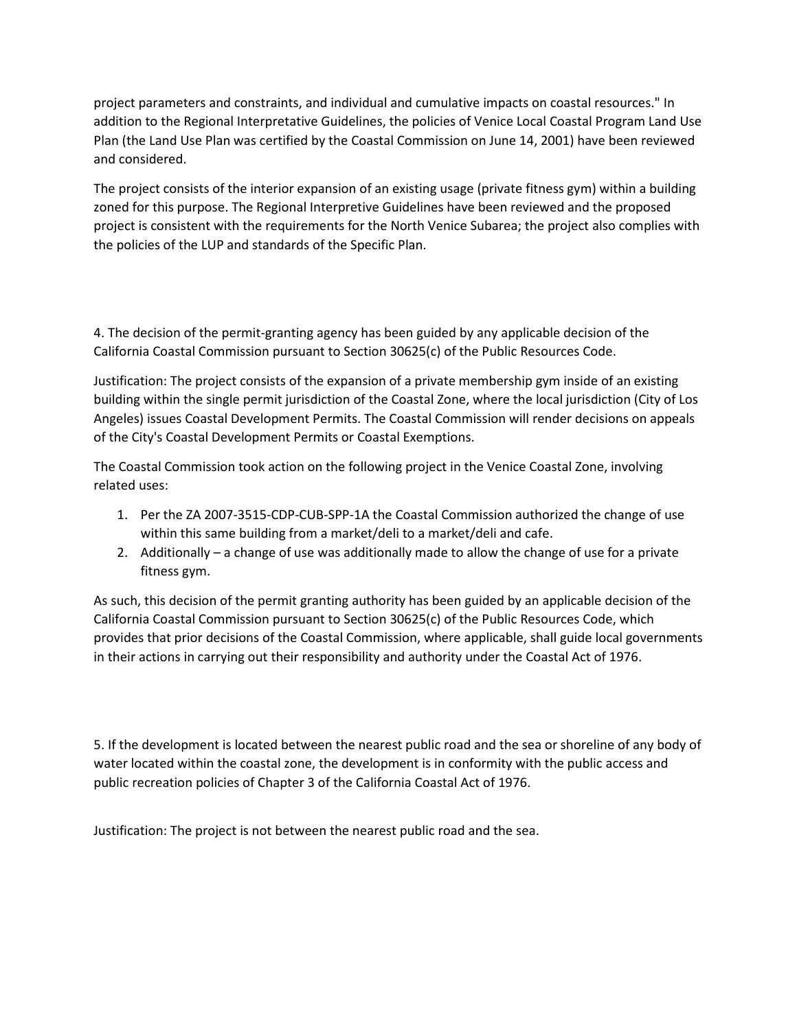project parameters and constraints, and individual and cumulative impacts on coastal resources." In addition to the Regional Interpretative Guidelines, the policies of Venice Local Coastal Program Land Use Plan (the Land Use Plan was certified by the Coastal Commission on June 14, 2001) have been reviewed and considered.

The project consists of the interior expansion of an existing usage (private fitness gym) within a building zoned for this purpose. The Regional Interpretive Guidelines have been reviewed and the proposed project is consistent with the requirements for the North Venice Subarea; the project also complies with the policies of the LUP and standards of the Specific Plan.

4. The decision of the permit-granting agency has been guided by any applicable decision of the California Coastal Commission pursuant to Section 30625(c) of the Public Resources Code.

Justification: The project consists of the expansion of a private membership gym inside of an existing building within the single permit jurisdiction of the Coastal Zone, where the local jurisdiction (City of Los Angeles) issues Coastal Development Permits. The Coastal Commission will render decisions on appeals of the City's Coastal Development Permits or Coastal Exemptions.

The Coastal Commission took action on the following project in the Venice Coastal Zone, involving related uses:

1. Per the ZA 2007-3515-CDP-CUB-SPP-1A the Coastal Commission authorized the change of use within this same building from a market/deli to a market/deli and cafe.
2. Additionally – a change of use was additionally made to allow the change of use for a private fitness gym.

As such, this decision of the permit granting authority has been guided by an applicable decision of the California Coastal Commission pursuant to Section 30625(c) of the Public Resources Code, which provides that prior decisions of the Coastal Commission, where applicable, shall guide local governments in their actions in carrying out their responsibility and authority under the Coastal Act of 1976.

5. If the development is located between the nearest public road and the sea or shoreline of any body of water located within the coastal zone, the development is in conformity with the public access and public recreation policies of Chapter 3 of the California Coastal Act of 1976.

Justification: The project is not between the nearest public road and the sea.